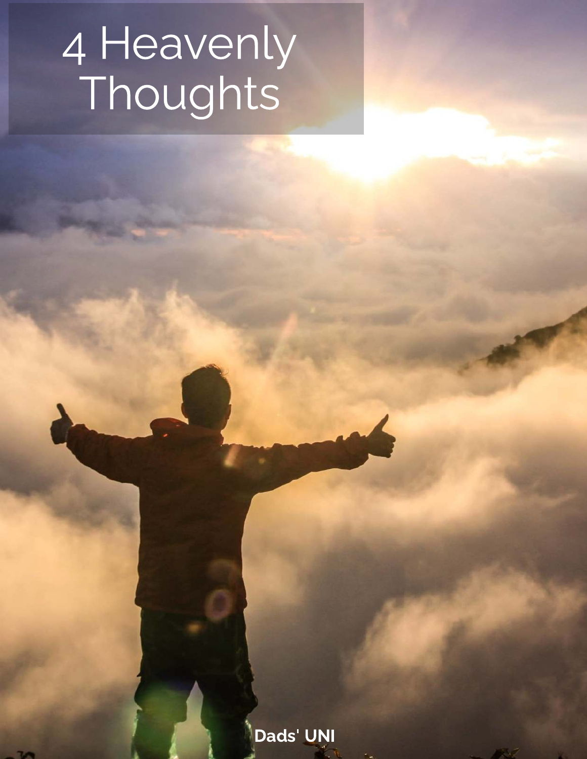# 4 Heavenly Thoughts

**Dads' UNI**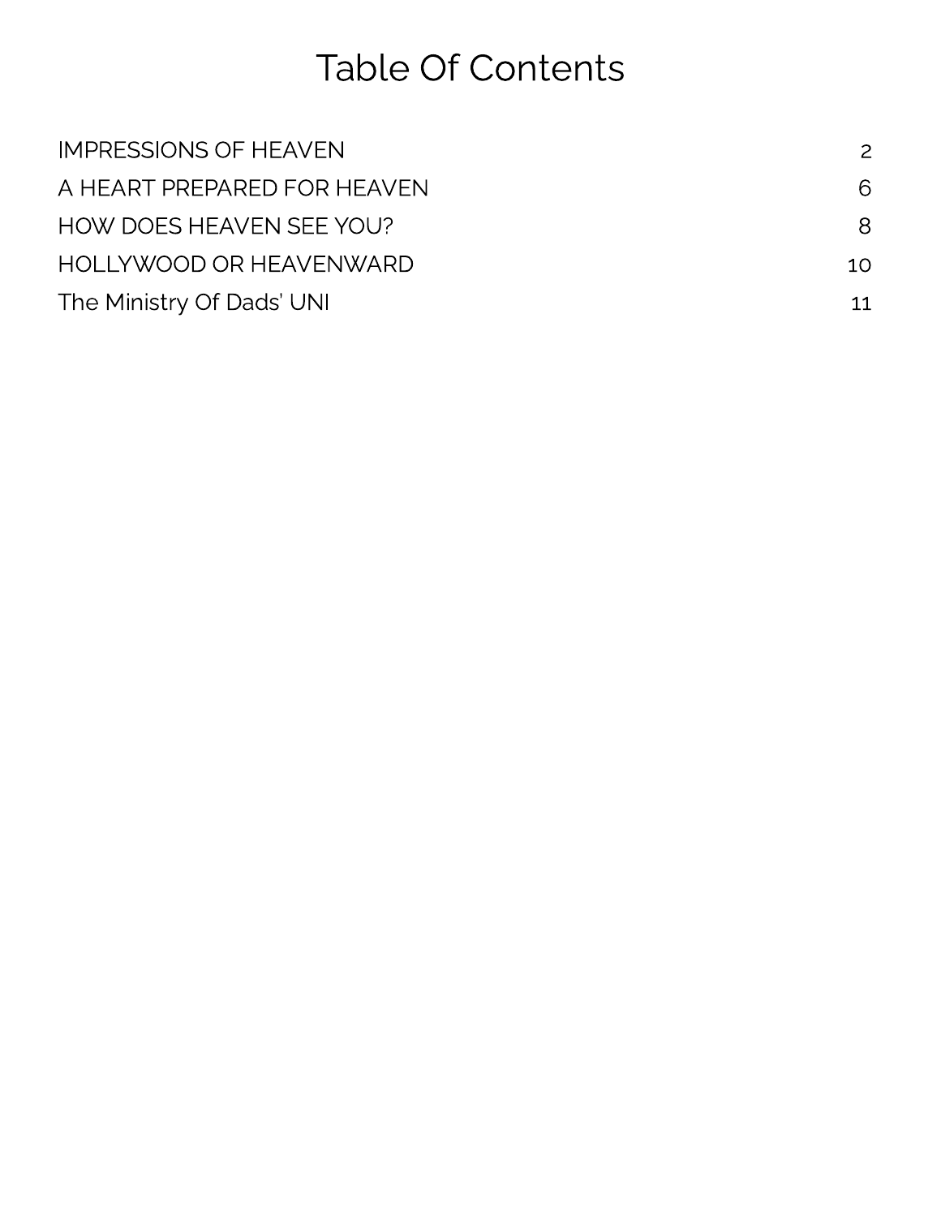# Table Of Contents

| | |
|---|---|
| IMPRESSIONS OF HEAVEN | 2 |
| A HEART PREPARED FOR HEAVEN | 6 |
| HOW DOES HEAVEN SEE YOU? | 8 |
| HOLLYWOOD OR HEAVENWARD | 10 |
| The Ministry Of Dads' UNI | 11 |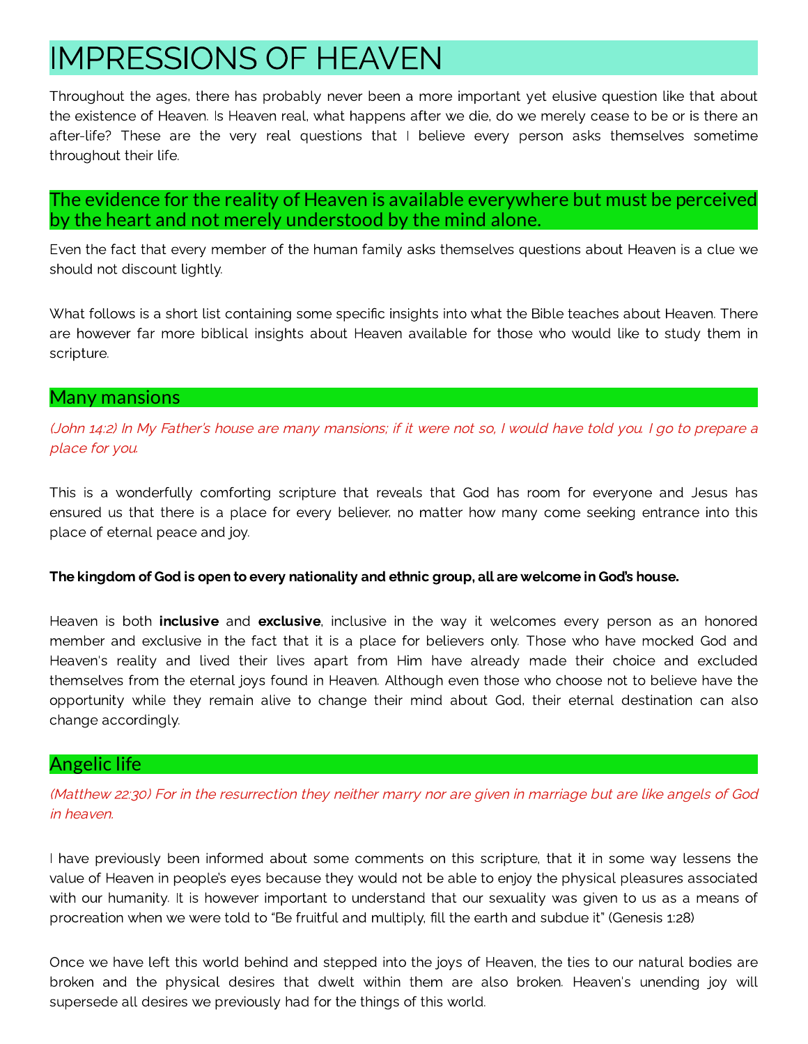# IMPRESSIONS OF HEAVEN

Throughout the ages, there has probably never been a more important yet elusive question like that about the existence of Heaven. Is Heaven real, what happens after we die, do we merely cease to be or is there an after-life? These are the very real questions that I believe every person asks themselves sometime throughout their life.

## The evidence for the reality of Heaven is available everywhere but must be perceived by the heart and not merely understood by the mind alone.

Even the fact that every member of the human family asks themselves questions about Heaven is a clue we should not discount lightly.

What follows is a short list containing some specific insights into what the Bible teaches about Heaven. There are however far more biblical insights about Heaven available for those who would like to study them in scripture.

## Many mansions

*(John 14:2) In My Father's house are many mansions; if it were not so, I would have told you. I go to prepare a place for you.*

This is a wonderfully comforting scripture that reveals that God has room for everyone and Jesus has ensured us that there is a place for every believer, no matter how many come seeking entrance into this place of eternal peace and joy.

**The kingdom of God is open to every nationality and ethnic group, all are welcome in God's house.**

Heaven is both **inclusive** and **exclusive**, inclusive in the way it welcomes every person as an honored member and exclusive in the fact that it is a place for believers only. Those who have mocked God and Heaven's reality and lived their lives apart from Him have already made their choice and excluded themselves from the eternal joys found in Heaven. Although even those who choose not to believe have the opportunity while they remain alive to change their mind about God, their eternal destination can also change accordingly.

## Angelic life

*(Matthew 22:30) For in the resurrection they neither marry nor are given in marriage but are like angels of God in heaven.*

I have previously been informed about some comments on this scripture, that it in some way lessens the value of Heaven in people's eyes because they would not be able to enjoy the physical pleasures associated with our humanity. It is however important to understand that our sexuality was given to us as a means of procreation when we were told to "Be fruitful and multiply, fill the earth and subdue it" (Genesis 1:28)

Once we have left this world behind and stepped into the joys of Heaven, the ties to our natural bodies are broken and the physical desires that dwelt within them are also broken. Heaven's unending joy will supersede all desires we previously had for the things of this world.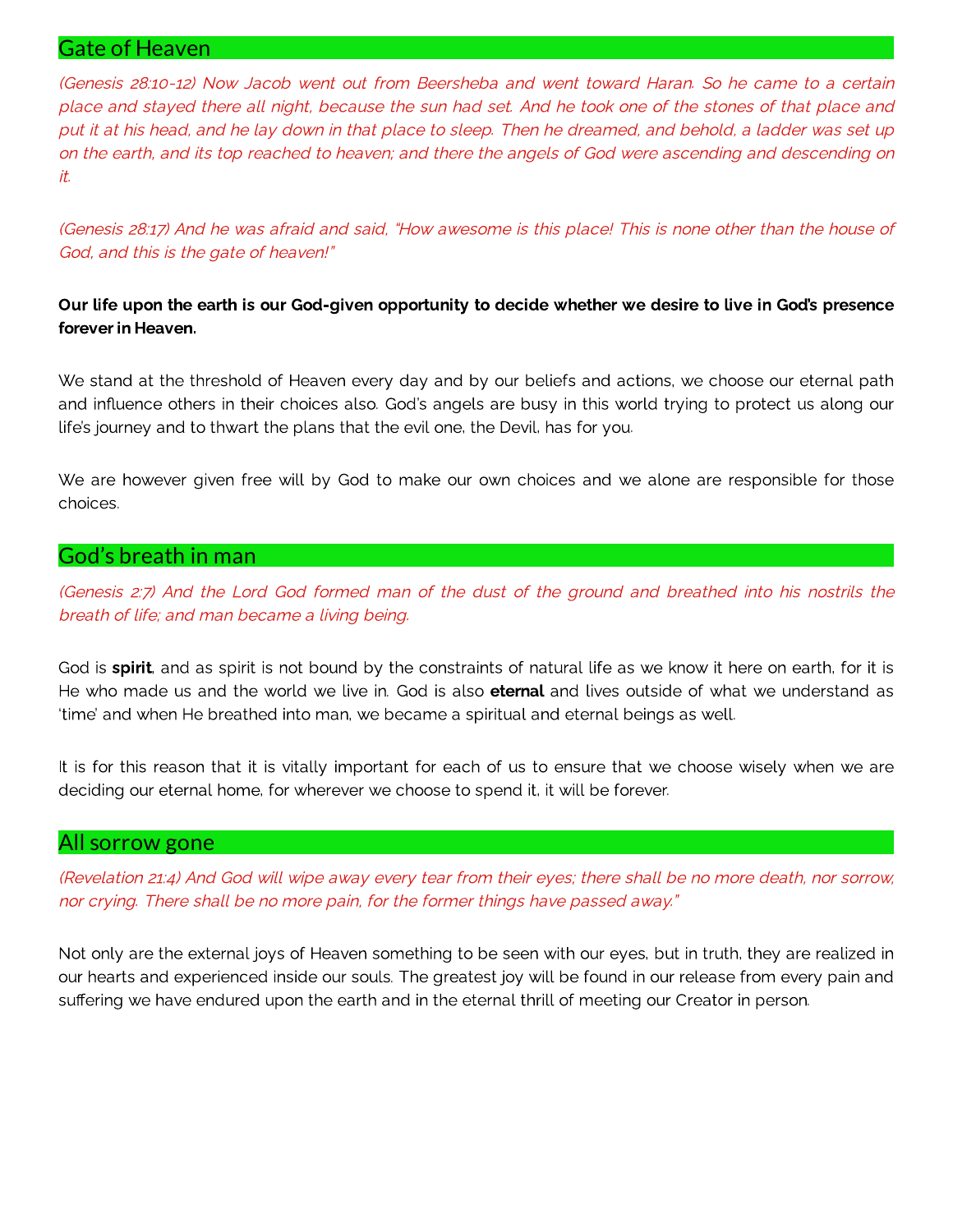## Gate of Heaven

*(Genesis 28:10-12) Now Jacob went out from Beersheba and went toward Haran. So he came to a certain place and stayed there all night, because the sun had set. And he took one of the stones of that place and put it at his head, and he lay down in that place to sleep. Then he dreamed, and behold, a ladder was set up on the earth, and its top reached to heaven; and there the angels of God were ascending and descending on it.*

*(Genesis 28:17) And he was afraid and said, "How awesome is this place! This is none other than the house of God, and this is the gate of heaven!"*

**Our life upon the earth is our God-given opportunity to decide whether we desire to live in God's presence forever in Heaven.**

We stand at the threshold of Heaven every day and by our beliefs and actions, we choose our eternal path and influence others in their choices also. God's angels are busy in this world trying to protect us along our life's journey and to thwart the plans that the evil one, the Devil, has for you.

We are however given free will by God to make our own choices and we alone are responsible for those choices.

## God's breath in man

*(Genesis 2:7) And the Lord God formed man of the dust of the ground and breathed into his nostrils the breath of life; and man became a living being.*

God is **spirit**, and as spirit is not bound by the constraints of natural life as we know it here on earth, for it is He who made us and the world we live in. God is also **eternal** and lives outside of what we understand as 'time' and when He breathed into man, we became a spiritual and eternal beings as well.

It is for this reason that it is vitally important for each of us to ensure that we choose wisely when we are deciding our eternal home, for wherever we choose to spend it, it will be forever.

## All sorrow gone

*(Revelation 21:4) And God will wipe away every tear from their eyes; there shall be no more death, nor sorrow, nor crying. There shall be no more pain, for the former things have passed away."*

Not only are the external joys of Heaven something to be seen with our eyes, but in truth, they are realized in our hearts and experienced inside our souls. The greatest joy will be found in our release from every pain and suffering we have endured upon the earth and in the eternal thrill of meeting our Creator in person.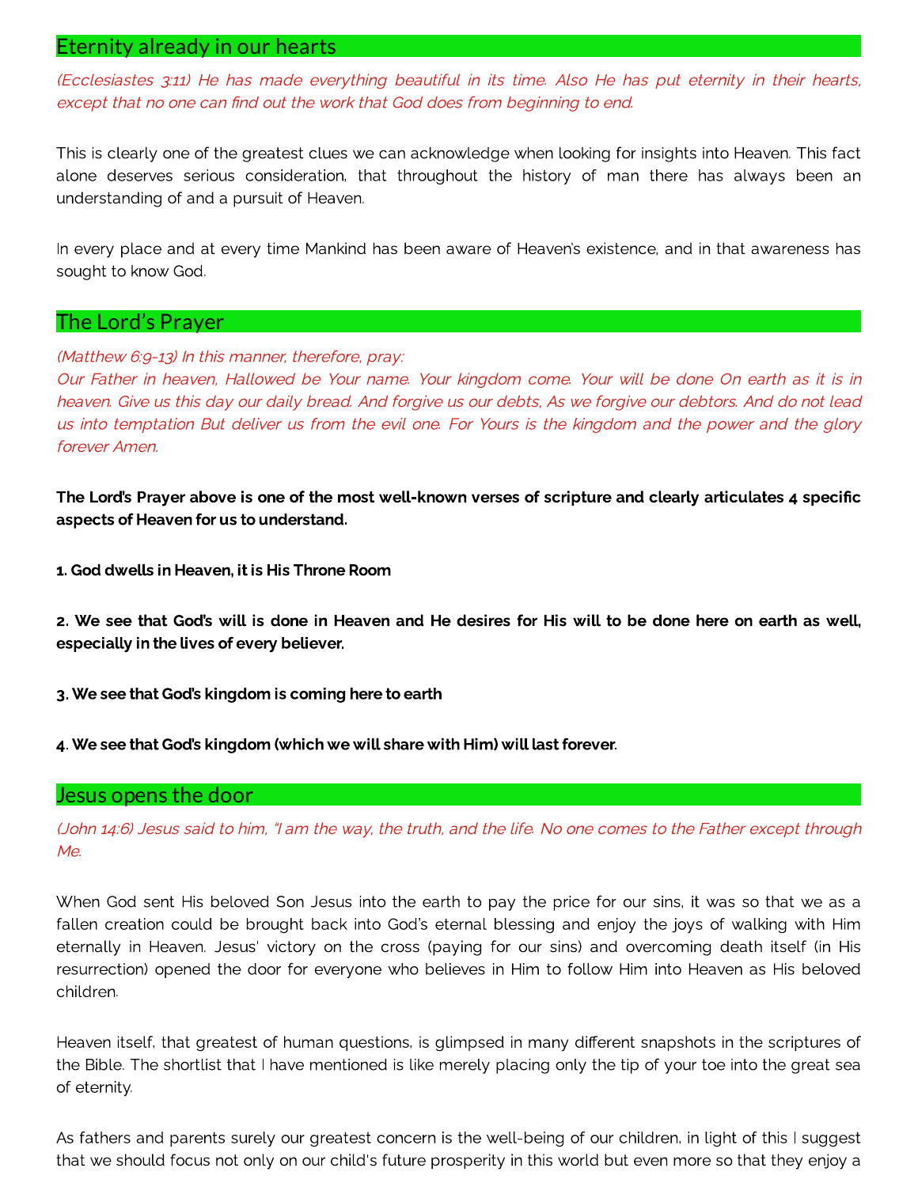## Eternity already in our hearts

*(Ecclesiastes 3:11) He has made everything beautiful in its time. Also He has put eternity in their hearts, except that no one can find out the work that God does from beginning to end.*

This is clearly one of the greatest clues we can acknowledge when looking for insights into Heaven. This fact alone deserves serious consideration, that throughout the history of man there has always been an understanding of and a pursuit of Heaven.

In every place and at every time Mankind has been aware of Heaven's existence, and in that awareness has sought to know God.

## The Lord's Prayer

*(Matthew 6:9-13) In this manner, therefore, pray:*
*Our Father in heaven, Hallowed be Your name. Your kingdom come. Your will be done On earth as it is in heaven. Give us this day our daily bread. And forgive us our debts, As we forgive our debtors. And do not lead us into temptation But deliver us from the evil one. For Yours is the kingdom and the power and the glory forever Amen.*

**The Lord's Prayer above is one of the most well-known verses of scripture and clearly articulates 4 specific aspects of Heaven for us to understand.**

**1. God dwells in Heaven, it is His Throne Room**

**2. We see that God's will is done in Heaven and He desires for His will to be done here on earth as well, especially in the lives of every believer.**

**3. We see that God's kingdom is coming here to earth**

**4. We see that God's kingdom (which we will share with Him) will last forever.**

## Jesus opens the door

*(John 14:6) Jesus said to him, "I am the way, the truth, and the life. No one comes to the Father except through Me.*

When God sent His beloved Son Jesus into the earth to pay the price for our sins, it was so that we as a fallen creation could be brought back into God's eternal blessing and enjoy the joys of walking with Him eternally in Heaven. Jesus' victory on the cross (paying for our sins) and overcoming death itself (in His resurrection) opened the door for everyone who believes in Him to follow Him into Heaven as His beloved children.

Heaven itself, that greatest of human questions, is glimpsed in many different snapshots in the scriptures of the Bible. The shortlist that I have mentioned is like merely placing only the tip of your toe into the great sea of eternity.

As fathers and parents surely our greatest concern is the well-being of our children, in light of this I suggest that we should focus not only on our child's future prosperity in this world but even more so that they enjoy a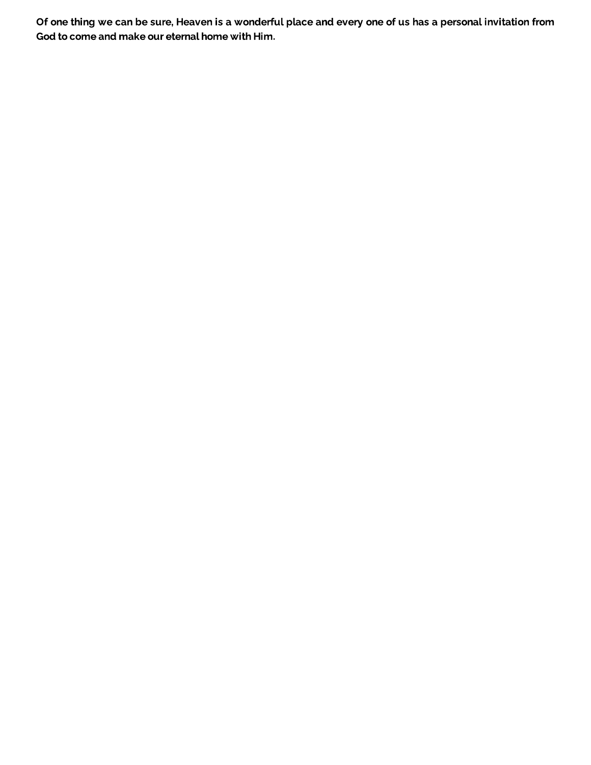**Of one thing we can be sure, Heaven is a wonderful place and every one of us has a personal invitation from God to come and make our eternal home with Him.**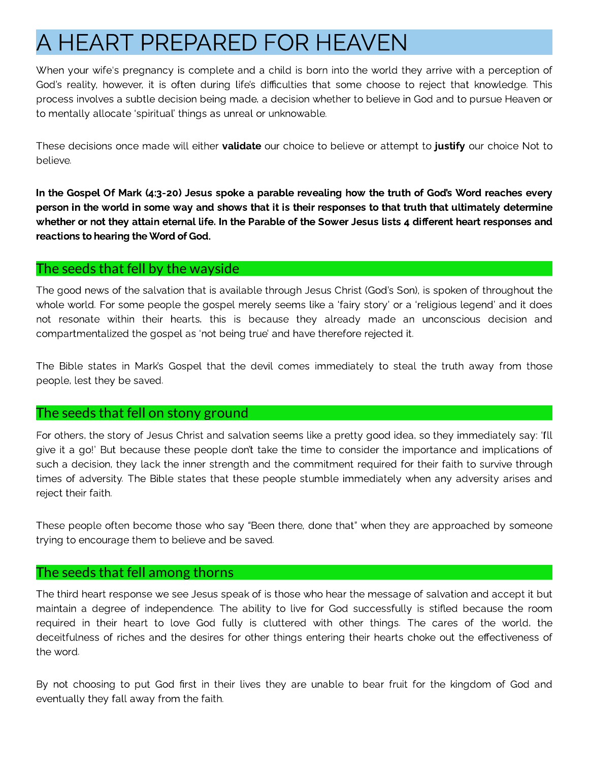# A HEART PREPARED FOR HEAVEN

When your wife's pregnancy is complete and a child is born into the world they arrive with a perception of God's reality, however, it is often during life's difficulties that some choose to reject that knowledge. This process involves a subtle decision being made, a decision whether to believe in God and to pursue Heaven or to mentally allocate 'spiritual' things as unreal or unknowable.

These decisions once made will either **validate** our choice to believe or attempt to **justify** our choice Not to believe.

**In the Gospel Of Mark (4:3-20) Jesus spoke a parable revealing how the truth of God's Word reaches every person in the world in some way and shows that it is their responses to that truth that ultimately determine whether or not they attain eternal life. In the Parable of the Sower Jesus lists 4 different heart responses and reactions to hearing the Word of God.**

## The seeds that fell by the wayside

The good news of the salvation that is available through Jesus Christ (God's Son), is spoken of throughout the whole world. For some people the gospel merely seems like a 'fairy story' or a 'religious legend' and it does not resonate within their hearts, this is because they already made an unconscious decision and compartmentalized the gospel as 'not being true' and have therefore rejected it.

The Bible states in Mark's Gospel that the devil comes immediately to steal the truth away from those people, lest they be saved.

## The seeds that fell on stony ground

For others, the story of Jesus Christ and salvation seems like a pretty good idea, so they immediately say: 'I'll give it a go!' But because these people don't take the time to consider the importance and implications of such a decision, they lack the inner strength and the commitment required for their faith to survive through times of adversity. The Bible states that these people stumble immediately when any adversity arises and reject their faith.

These people often become those who say "Been there, done that" when they are approached by someone trying to encourage them to believe and be saved.

## The seeds that fell among thorns

The third heart response we see Jesus speak of is those who hear the message of salvation and accept it but maintain a degree of independence. The ability to live for God successfully is stifled because the room required in their heart to love God fully is cluttered with other things. The cares of the world, the deceitfulness of riches and the desires for other things entering their hearts choke out the effectiveness of the word.

By not choosing to put God first in their lives they are unable to bear fruit for the kingdom of God and eventually they fall away from the faith.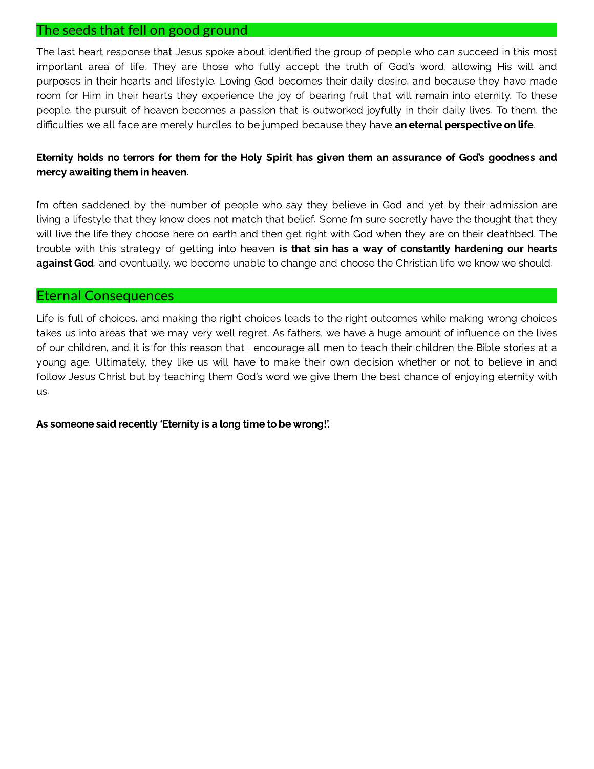## The seeds that fell on good ground

The last heart response that Jesus spoke about identified the group of people who can succeed in this most important area of life. They are those who fully accept the truth of God's word, allowing His will and purposes in their hearts and lifestyle. Loving God becomes their daily desire, and because they have made room for Him in their hearts they experience the joy of bearing fruit that will remain into eternity. To these people, the pursuit of heaven becomes a passion that is outworked joyfully in their daily lives. To them, the difficulties we all face are merely hurdles to be jumped because they have **an eternal perspective on life**.

**Eternity holds no terrors for them for the Holy Spirit has given them an assurance of God's goodness and mercy awaiting them in heaven.**

I'm often saddened by the number of people who say they believe in God and yet by their admission are living a lifestyle that they know does not match that belief. Some I'm sure secretly have the thought that they will live the life they choose here on earth and then get right with God when they are on their deathbed. The trouble with this strategy of getting into heaven **is that sin has a way of constantly hardening our hearts against God**, and eventually, we become unable to change and choose the Christian life we know we should.

## Eternal Consequences

Life is full of choices, and making the right choices leads to the right outcomes while making wrong choices takes us into areas that we may very well regret. As fathers, we have a huge amount of influence on the lives of our children, and it is for this reason that I encourage all men to teach their children the Bible stories at a young age. Ultimately, they like us will have to make their own decision whether or not to believe in and follow Jesus Christ but by teaching them God's word we give them the best chance of enjoying eternity with us.

**As someone said recently 'Eternity is a long time to be wrong!'.**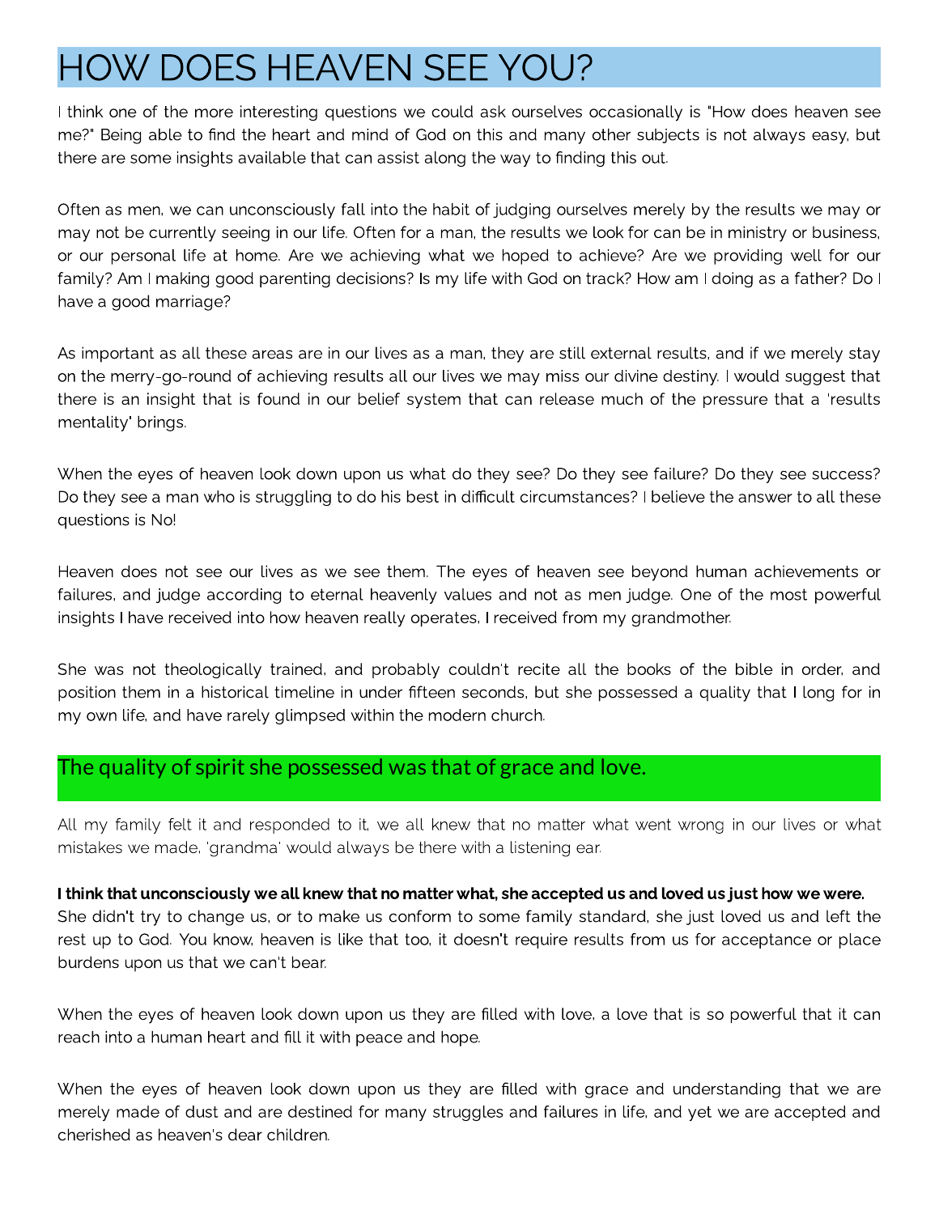# HOW DOES HEAVEN SEE YOU?

I think one of the more interesting questions we could ask ourselves occasionally is "How does heaven see me?" Being able to find the heart and mind of God on this and many other subjects is not always easy, but there are some insights available that can assist along the way to finding this out.

Often as men, we can unconsciously fall into the habit of judging ourselves merely by the results we may or may not be currently seeing in our life. Often for a man, the results we look for can be in ministry or business, or our personal life at home. Are we achieving what we hoped to achieve? Are we providing well for our family? Am I making good parenting decisions? Is my life with God on track? How am I doing as a father? Do I have a good marriage?

As important as all these areas are in our lives as a man, they are still external results, and if we merely stay on the merry-go-round of achieving results all our lives we may miss our divine destiny. I would suggest that there is an insight that is found in our belief system that can release much of the pressure that a 'results mentality' brings.

When the eyes of heaven look down upon us what do they see? Do they see failure? Do they see success? Do they see a man who is struggling to do his best in difficult circumstances? I believe the answer to all these questions is No!

Heaven does not see our lives as we see them. The eyes of heaven see beyond human achievements or failures, and judge according to eternal heavenly values and not as men judge. One of the most powerful insights I have received into how heaven really operates, I received from my grandmother.

She was not theologically trained, and probably couldn't recite all the books of the bible in order, and position them in a historical timeline in under fifteen seconds, but she possessed a quality that I long for in my own life, and have rarely glimpsed within the modern church.

## The quality of spirit she possessed was that of grace and love.

All my family felt it and responded to it, we all knew that no matter what went wrong in our lives or what mistakes we made, 'grandma' would always be there with a listening ear.

**I think that unconsciously we all knew that no matter what, she accepted us and loved us just how we were.** She didn't try to change us, or to make us conform to some family standard, she just loved us and left the rest up to God. You know, heaven is like that too, it doesn't require results from us for acceptance or place burdens upon us that we can't bear.

When the eyes of heaven look down upon us they are filled with love, a love that is so powerful that it can reach into a human heart and fill it with peace and hope.

When the eyes of heaven look down upon us they are filled with grace and understanding that we are merely made of dust and are destined for many struggles and failures in life, and yet we are accepted and cherished as heaven's dear children.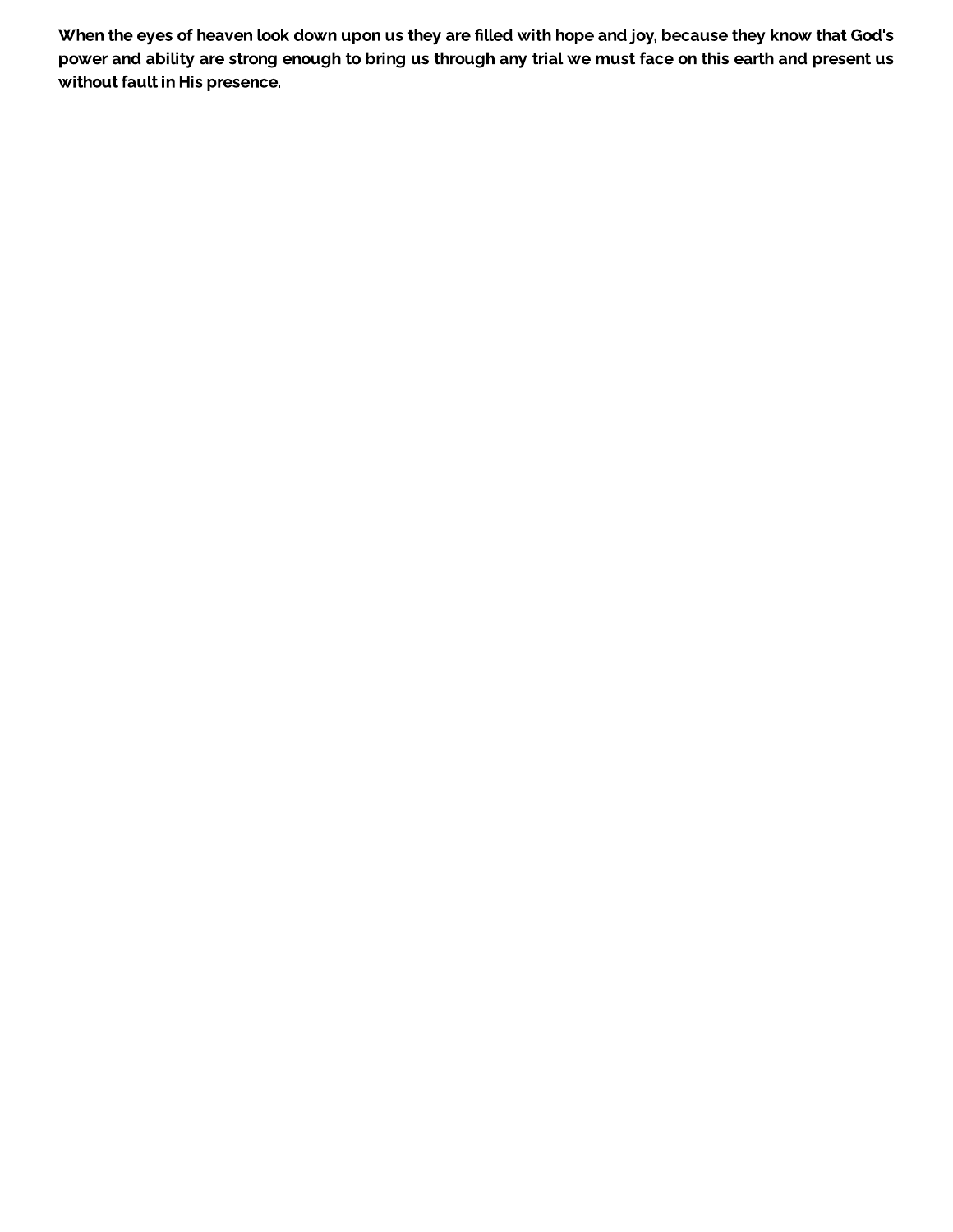**When the eyes of heaven look down upon us they are filled with hope and joy, because they know that God's power and ability are strong enough to bring us through any trial we must face on this earth and present us without fault in His presence.**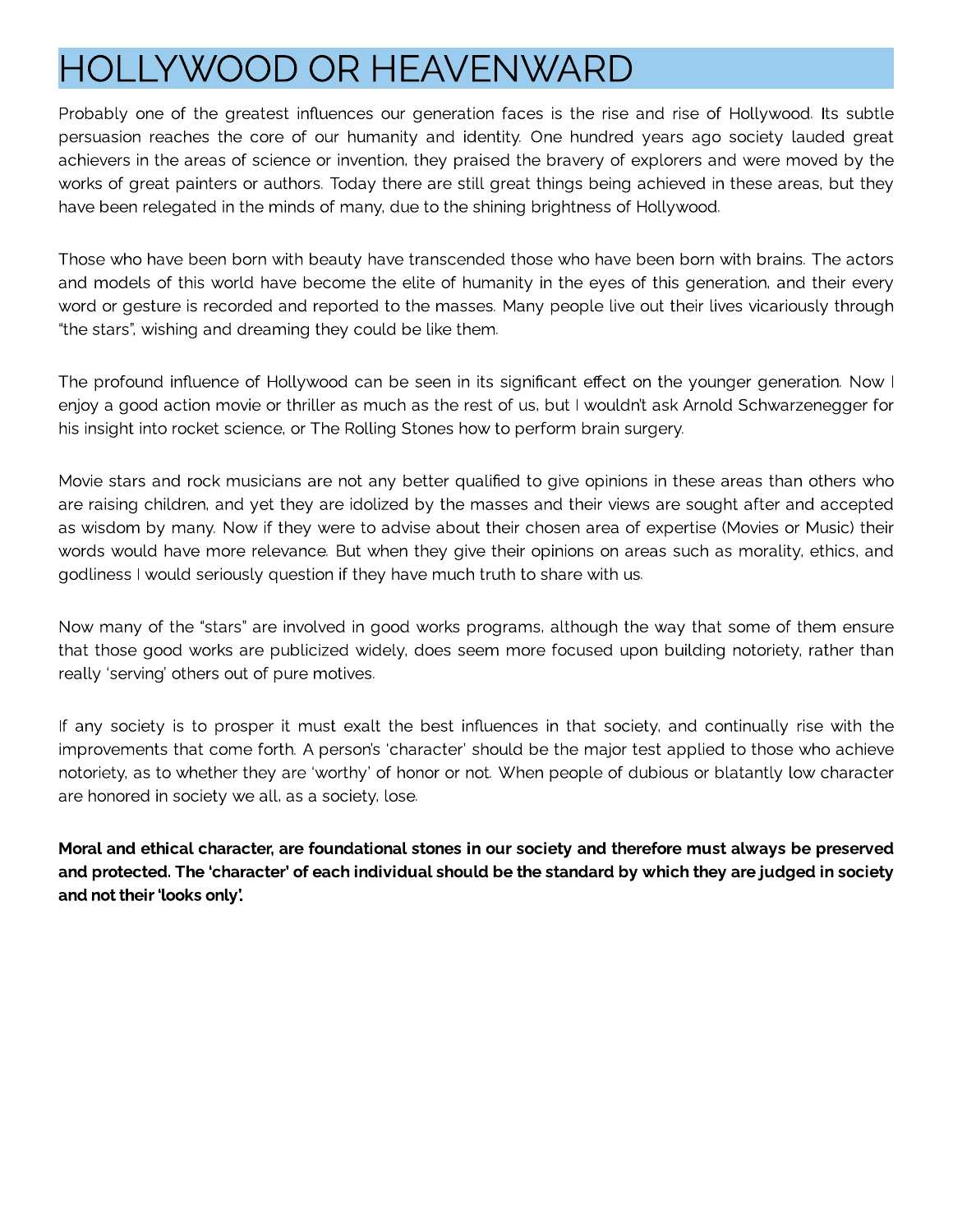# HOLLYWOOD OR HEAVENWARD

Probably one of the greatest influences our generation faces is the rise and rise of Hollywood. Its subtle persuasion reaches the core of our humanity and identity. One hundred years ago society lauded great achievers in the areas of science or invention, they praised the bravery of explorers and were moved by the works of great painters or authors. Today there are still great things being achieved in these areas, but they have been relegated in the minds of many, due to the shining brightness of Hollywood.

Those who have been born with beauty have transcended those who have been born with brains. The actors and models of this world have become the elite of humanity in the eyes of this generation, and their every word or gesture is recorded and reported to the masses. Many people live out their lives vicariously through "the stars", wishing and dreaming they could be like them.

The profound influence of Hollywood can be seen in its significant effect on the younger generation. Now I enjoy a good action movie or thriller as much as the rest of us, but I wouldn't ask Arnold Schwarzenegger for his insight into rocket science, or The Rolling Stones how to perform brain surgery.

Movie stars and rock musicians are not any better qualified to give opinions in these areas than others who are raising children, and yet they are idolized by the masses and their views are sought after and accepted as wisdom by many. Now if they were to advise about their chosen area of expertise (Movies or Music) their words would have more relevance. But when they give their opinions on areas such as morality, ethics, and godliness I would seriously question if they have much truth to share with us.

Now many of the "stars" are involved in good works programs, although the way that some of them ensure that those good works are publicized widely, does seem more focused upon building notoriety, rather than really 'serving' others out of pure motives.

If any society is to prosper it must exalt the best influences in that society, and continually rise with the improvements that come forth. A person's 'character' should be the major test applied to those who achieve notoriety, as to whether they are 'worthy' of honor or not. When people of dubious or blatantly low character are honored in society we all, as a society, lose.

**Moral and ethical character, are foundational stones in our society and therefore must always be preserved and protected. The 'character' of each individual should be the standard by which they are judged in society and not their 'looks only'.**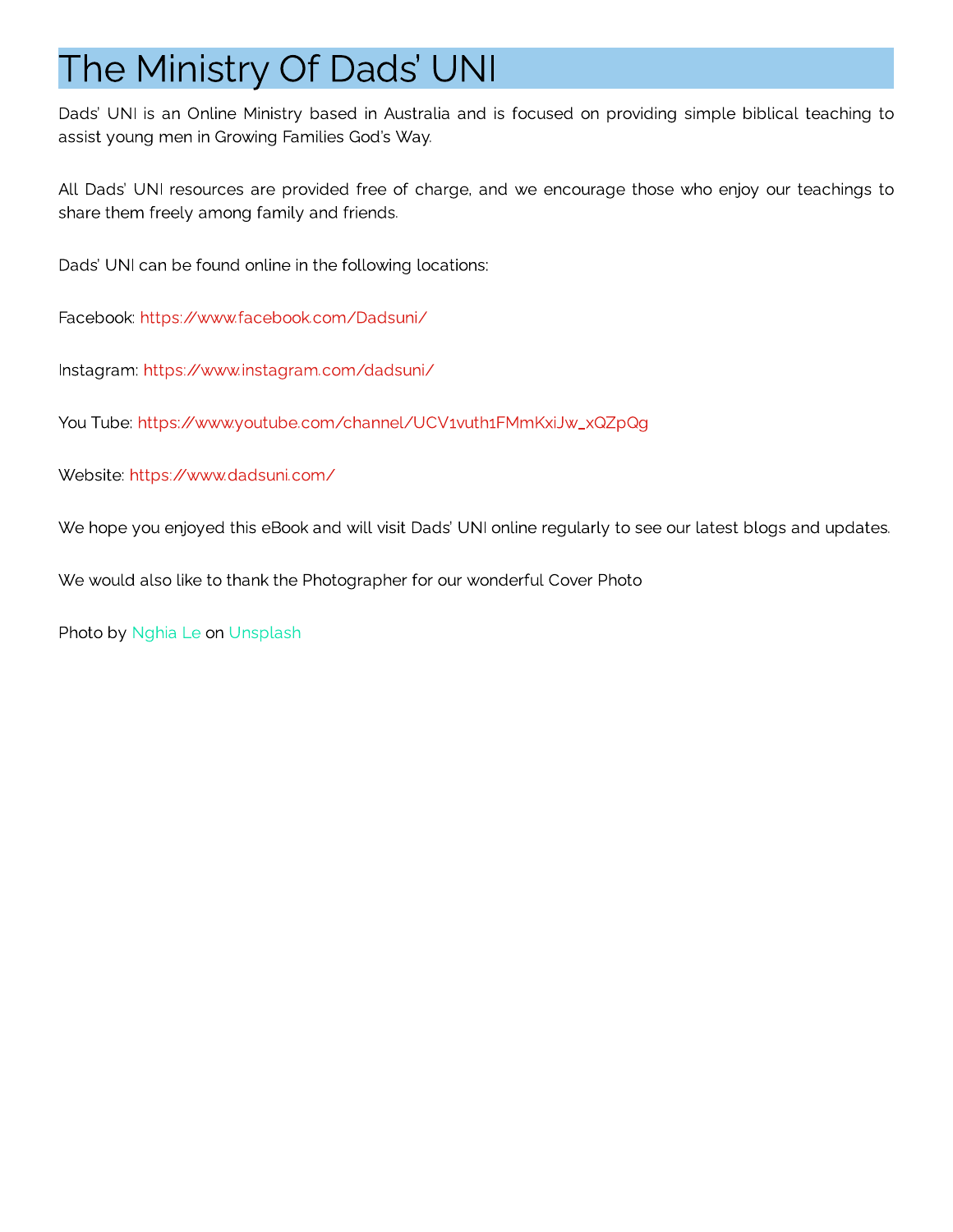# The Ministry Of Dads' UNI

Dads' UNI is an Online Ministry based in Australia and is focused on providing simple biblical teaching to assist young men in Growing Families God's Way.

All Dads' UNI resources are provided free of charge, and we encourage those who enjoy our teachings to share them freely among family and friends.

Dads' UNI can be found online in the following locations:

Facebook: https://www.facebook.com/Dadsuni/

Instagram: https://www.instagram.com/dadsuni/

You Tube: https://www.youtube.com/channel/UCV1vuth1FMmKxiJw_xQZpQg

Website: https://www.dadsuni.com/

We hope you enjoyed this eBook and will visit Dads' UNI online regularly to see our latest blogs and updates.

We would also like to thank the Photographer for our wonderful Cover Photo

Photo by Nghia Le on Unsplash